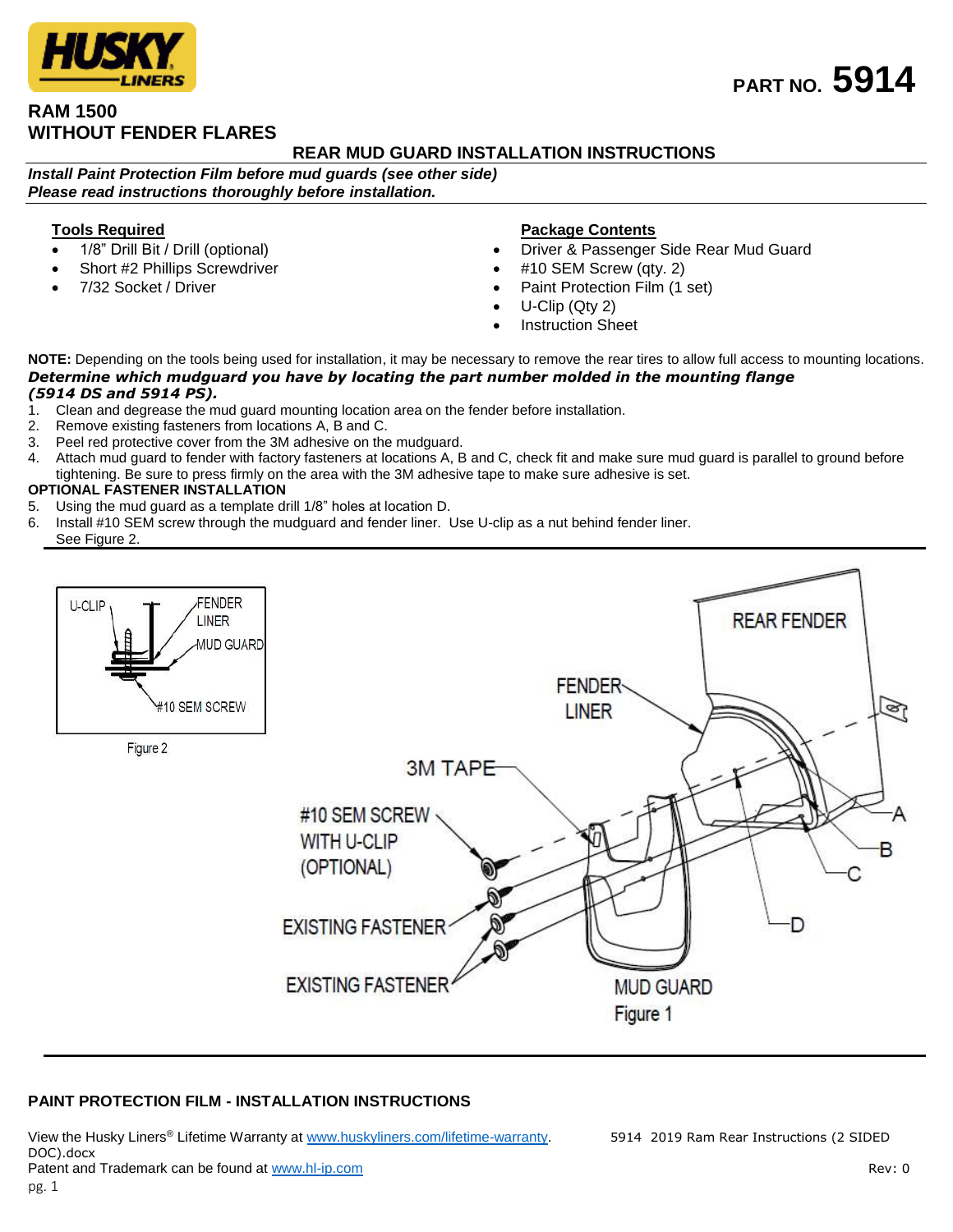HUSKY LINERS

**PART NO. 5914**

# RAM 1500
# WITHOUT FENDER FLARES

## REAR MUD GUARD INSTALLATION INSTRUCTIONS

***Install Paint Protection Film before mud guards (see other side)***
***Please read instructions thoroughly before installation.***

**Tools Required**

- 1/8" Drill Bit / Drill (optional)
- Short #2 Phillips Screwdriver
- 7/32 Socket / Driver

**Package Contents**

- Driver & Passenger Side Rear Mud Guard
- #10 SEM Screw (qty. 2)
- Paint Protection Film (1 set)
- U-Clip (Qty 2)
- Instruction Sheet

**NOTE:** Depending on the tools being used for installation, it may be necessary to remove the rear tires to allow full access to mounting locations.

***Determine which mudguard you have by locating the part number molded in the mounting flange (5914 DS and 5914 PS).***

1. Clean and degrease the mud guard mounting location area on the fender before installation.
2. Remove existing fasteners from locations A, B and C.
3. Peel red protective cover from the 3M adhesive on the mudguard.
4. Attach mud guard to fender with factory fasteners at locations A, B and C, check fit and make sure mud guard is parallel to ground before tightening. Be sure to press firmly on the area with the 3M adhesive tape to make sure adhesive is set.

**OPTIONAL FASTENER INSTALLATION**

5. Using the mud guard as a template drill 1/8" holes at location D.
6. Install #10 SEM screw through the mudguard and fender liner. Use U-clip as a nut behind fender liner. See Figure 2.

U-CLIP, FENDER LINER, MUD GUARD, #10 SEM SCREW

Figure 2

REAR FENDER, FENDER LINER, 3M TAPE, #10 SEM SCREW WITH U-CLIP (OPTIONAL), EXISTING FASTENER, EXISTING FASTENER, A, B, C, D, MUD GUARD

Figure 1

## PAINT PROTECTION FILM - INSTALLATION INSTRUCTIONS

View the Husky Liners® Lifetime Warranty at www.huskyliners.com/lifetime-warranty.
Patent and Trademark can be found at www.hl-ip.com

5914 2019 Ram Rear Instructions (2 SIDED DOC).docx
Rev: 0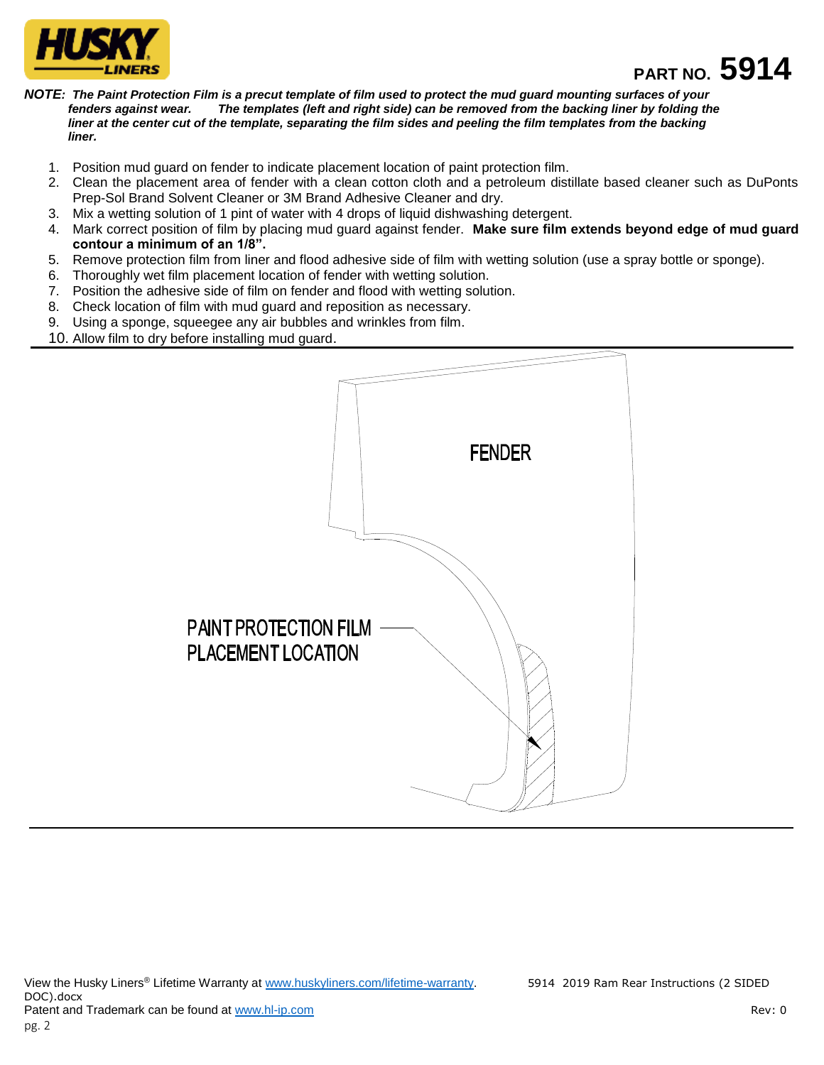**PART NO. 5914**

***NOTE:*** ***The Paint Protection Film is a precut template of film used to protect the mud guard mounting surfaces of your fenders against wear. The templates (left and right side) can be removed from the backing liner by folding the liner at the center cut of the template, separating the film sides and peeling the film templates from the backing liner.***

1. Position mud guard on fender to indicate placement location of paint protection film.
2. Clean the placement area of fender with a clean cotton cloth and a petroleum distillate based cleaner such as DuPonts Prep-Sol Brand Solvent Cleaner or 3M Brand Adhesive Cleaner and dry.
3. Mix a wetting solution of 1 pint of water with 4 drops of liquid dishwashing detergent.
4. Mark correct position of film by placing mud guard against fender. **Make sure film extends beyond edge of mud guard contour a minimum of an 1/8".**
5. Remove protection film from liner and flood adhesive side of film with wetting solution (use a spray bottle or sponge).
6. Thoroughly wet film placement location of fender with wetting solution.
7. Position the adhesive side of film on fender and flood with wetting solution.
8. Check location of film with mud guard and reposition as necessary.
9. Using a sponge, squeegee any air bubbles and wrinkles from film.
10. Allow film to dry before installing mud guard.

FENDER

PAINT PROTECTION FILM
PLACEMENT LOCATION

View the Husky Liners® Lifetime Warranty at www.huskyliners.com/lifetime-warranty.
Patent and Trademark can be found at www.hl-ip.com

5914 2019 Ram Rear Instructions (2 SIDED DOC).docx
Rev: 0